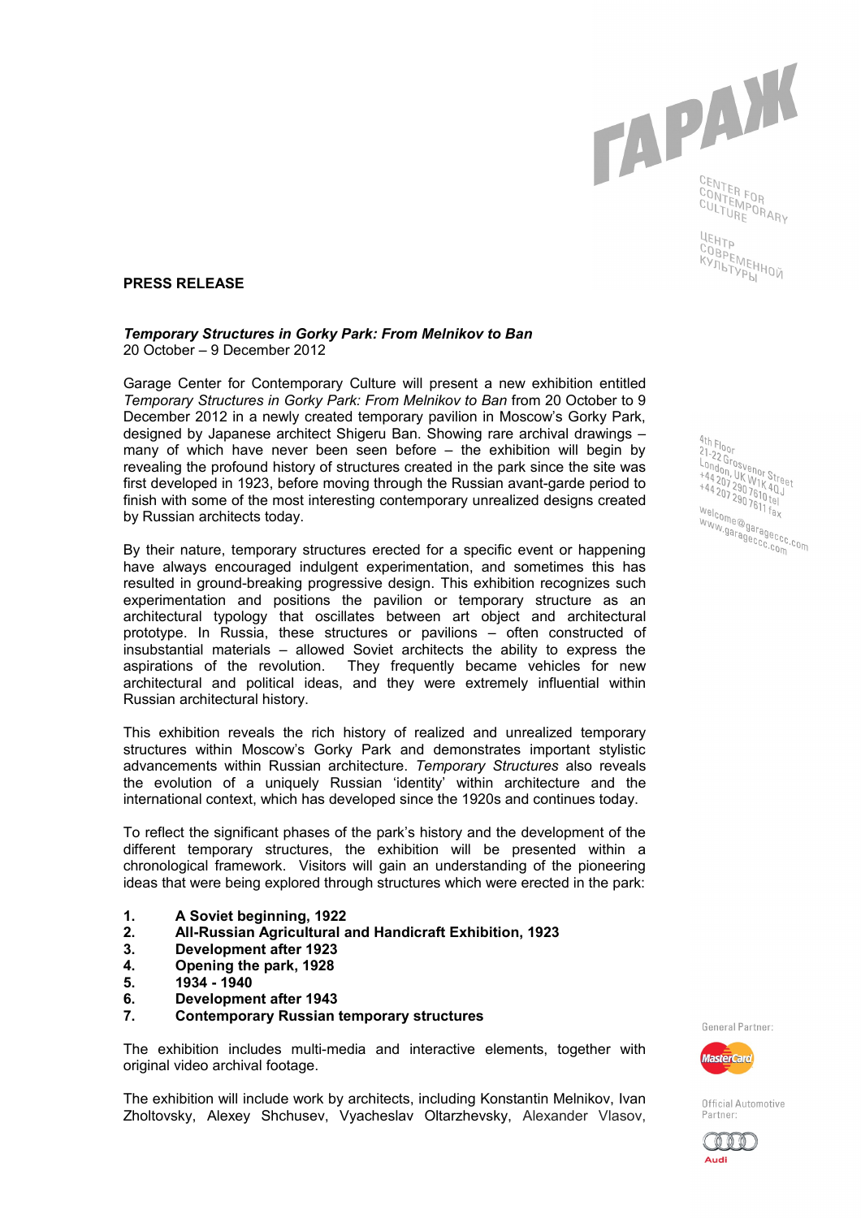ГАРАЖ

CENTER FOR CONTEMPORARY CULTURE

ЦЕНТР СОВРЕМЕННОЙ КУЛЬТУРЫ

**PRESS RELEASE**

***Temporary Structures in Gorky Park: From Melnikov to Ban***
20 October – 9 December 2012

Garage Center for Contemporary Culture will present a new exhibition entitled *Temporary Structures in Gorky Park: From Melnikov to Ban* from 20 October to 9 December 2012 in a newly created temporary pavilion in Moscow's Gorky Park, designed by Japanese architect Shigeru Ban. Showing rare archival drawings – many of which have never been seen before – the exhibition will begin by revealing the profound history of structures created in the park since the site was first developed in 1923, before moving through the Russian avant-garde period to finish with some of the most interesting contemporary unrealized designs created by Russian architects today.

By their nature, temporary structures erected for a specific event or happening have always encouraged indulgent experimentation, and sometimes this has resulted in ground-breaking progressive design. This exhibition recognizes such experimentation and positions the pavilion or temporary structure as an architectural typology that oscillates between art object and architectural prototype. In Russia, these structures or pavilions – often constructed of insubstantial materials – allowed Soviet architects the ability to express the aspirations of the revolution. They frequently became vehicles for new architectural and political ideas, and they were extremely influential within Russian architectural history.

This exhibition reveals the rich history of realized and unrealized temporary structures within Moscow's Gorky Park and demonstrates important stylistic advancements within Russian architecture. *Temporary Structures* also reveals the evolution of a uniquely Russian 'identity' within architecture and the international context, which has developed since the 1920s and continues today.

To reflect the significant phases of the park's history and the development of the different temporary structures, the exhibition will be presented within a chronological framework. Visitors will gain an understanding of the pioneering ideas that were being explored through structures which were erected in the park:

1. **A Soviet beginning, 1922**
2. **All-Russian Agricultural and Handicraft Exhibition, 1923**
3. **Development after 1923**
4. **Opening the park, 1928**
5. **1934 - 1940**
6. **Development after 1943**
7. **Contemporary Russian temporary structures**

The exhibition includes multi-media and interactive elements, together with original video archival footage.

The exhibition will include work by architects, including Konstantin Melnikov, Ivan Zholtovsky, Alexey Shchusev, Vyacheslav Oltarzhevsky, Alexander Vlasov,

4th Floor
21-22 Grosvenor Street
London, UK W1K 4QJ
+44 207 290 7610 tel
+44 207 290 7611 fax
welcome@garageccc.com
www.garageccc.com

General Partner: MasterCard

Official Automotive Partner: Audi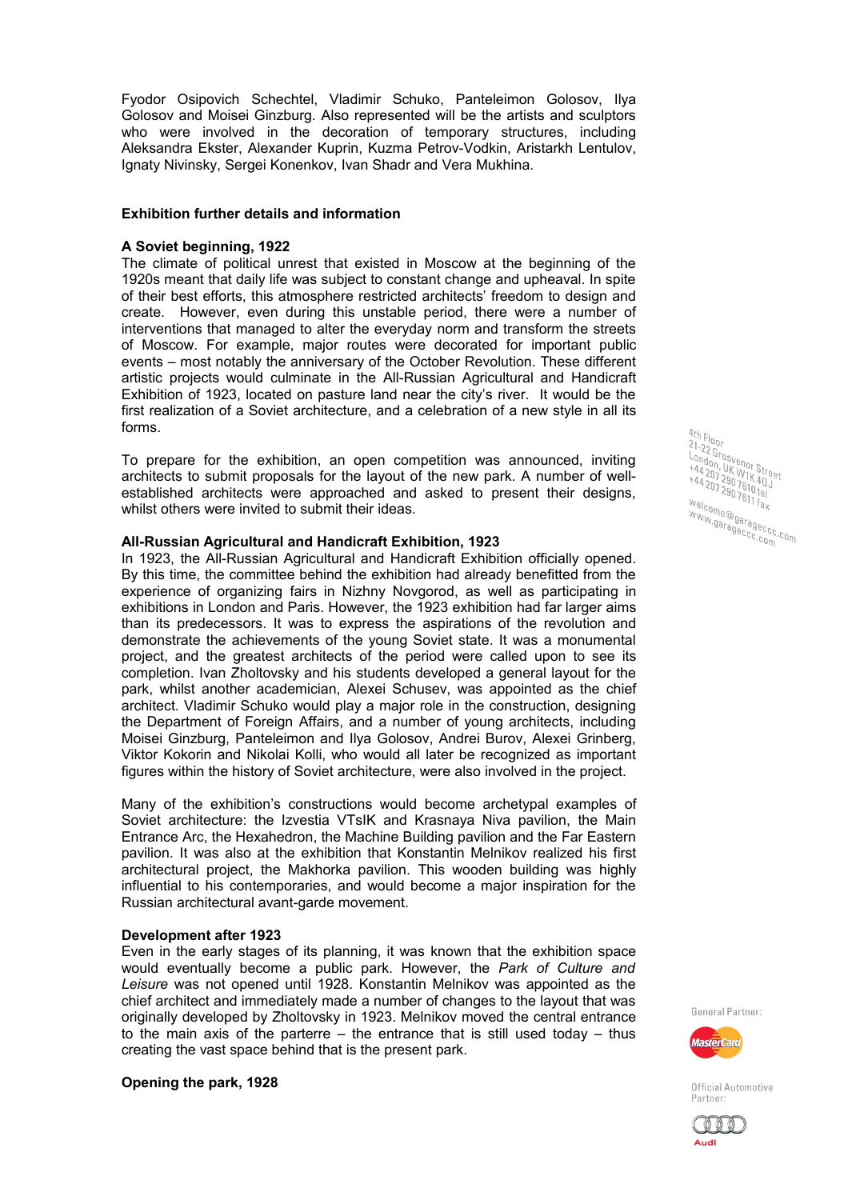Fyodor Osipovich Schechtel, Vladimir Schuko, Panteleimon Golosov, Ilya Golosov and Moisei Ginzburg. Also represented will be the artists and sculptors who were involved in the decoration of temporary structures, including Aleksandra Ekster, Alexander Kuprin, Kuzma Petrov-Vodkin, Aristarkh Lentulov, Ignaty Nivinsky, Sergei Konenkov, Ivan Shadr and Vera Mukhina.

## Exhibition further details and information

### A Soviet beginning, 1922

The climate of political unrest that existed in Moscow at the beginning of the 1920s meant that daily life was subject to constant change and upheaval. In spite of their best efforts, this atmosphere restricted architects' freedom to design and create. However, even during this unstable period, there were a number of interventions that managed to alter the everyday norm and transform the streets of Moscow. For example, major routes were decorated for important public events – most notably the anniversary of the October Revolution. These different artistic projects would culminate in the All-Russian Agricultural and Handicraft Exhibition of 1923, located on pasture land near the city's river. It would be the first realization of a Soviet architecture, and a celebration of a new style in all its forms.

To prepare for the exhibition, an open competition was announced, inviting architects to submit proposals for the layout of the new park. A number of well-established architects were approached and asked to present their designs, whilst others were invited to submit their ideas.

### All-Russian Agricultural and Handicraft Exhibition, 1923

In 1923, the All-Russian Agricultural and Handicraft Exhibition officially opened. By this time, the committee behind the exhibition had already benefitted from the experience of organizing fairs in Nizhny Novgorod, as well as participating in exhibitions in London and Paris. However, the 1923 exhibition had far larger aims than its predecessors. It was to express the aspirations of the revolution and demonstrate the achievements of the young Soviet state. It was a monumental project, and the greatest architects of the period were called upon to see its completion. Ivan Zholtovsky and his students developed a general layout for the park, whilst another academician, Alexei Schusev, was appointed as the chief architect. Vladimir Schuko would play a major role in the construction, designing the Department of Foreign Affairs, and a number of young architects, including Moisei Ginzburg, Panteleimon and Ilya Golosov, Andrei Burov, Alexei Grinberg, Viktor Kokorin and Nikolai Kolli, who would all later be recognized as important figures within the history of Soviet architecture, were also involved in the project.

Many of the exhibition's constructions would become archetypal examples of Soviet architecture: the Izvestia VTsIK and Krasnaya Niva pavilion, the Main Entrance Arc, the Hexahedron, the Machine Building pavilion and the Far Eastern pavilion. It was also at the exhibition that Konstantin Melnikov realized his first architectural project, the Makhorka pavilion. This wooden building was highly influential to his contemporaries, and would become a major inspiration for the Russian architectural avant-garde movement.

### Development after 1923

Even in the early stages of its planning, it was known that the exhibition space would eventually become a public park. However, the *Park of Culture and Leisure* was not opened until 1928. Konstantin Melnikov was appointed as the chief architect and immediately made a number of changes to the layout that was originally developed by Zholtovsky in 1923. Melnikov moved the central entrance to the main axis of the parterre – the entrance that is still used today – thus creating the vast space behind that is the present park.

### Opening the park, 1928

4th Floor
21-22 Grosvenor Street
London, UK W1K 4QJ
+44 207 290 7610 tel
+44 207 290 7611 fax
welcome@garageccc.com
www.garageccc.com

General Partner: MasterCard

Official Automotive Partner: Audi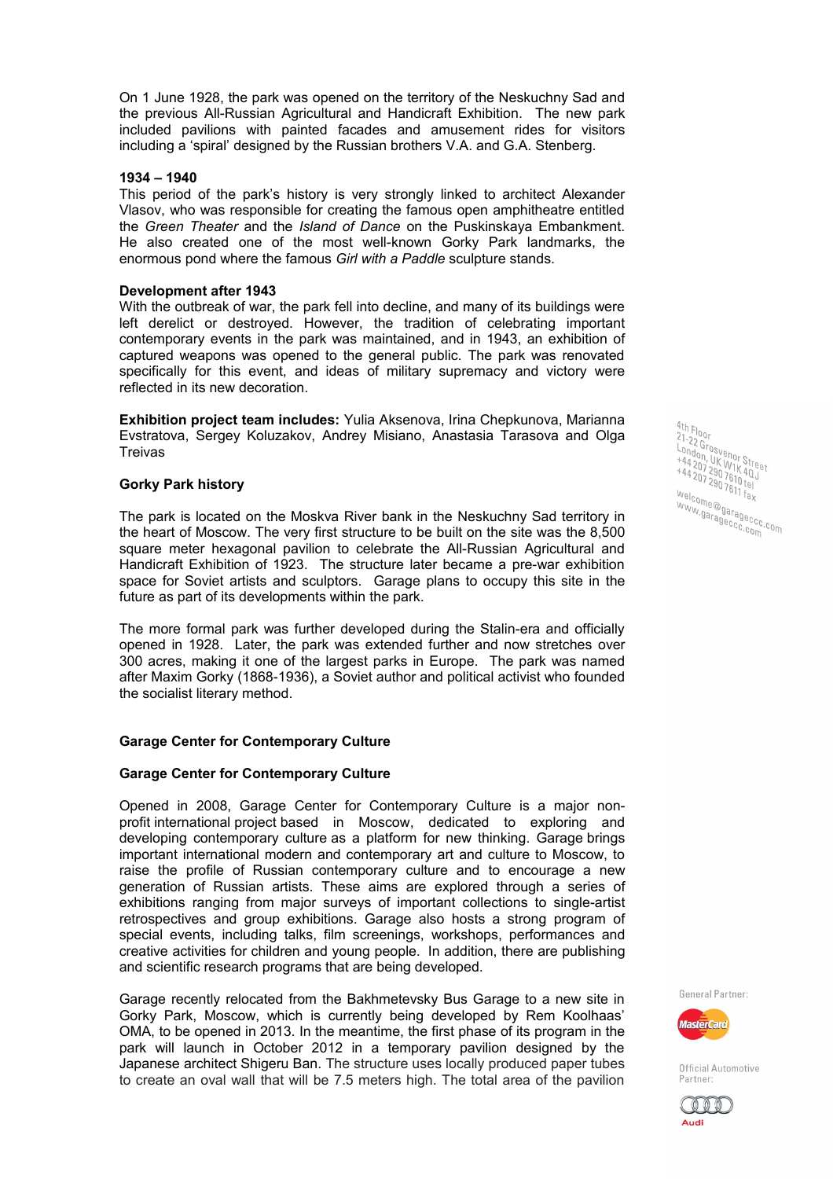On 1 June 1928, the park was opened on the territory of the Neskuchny Sad and the previous All-Russian Agricultural and Handicraft Exhibition. The new park included pavilions with painted facades and amusement rides for visitors including a 'spiral' designed by the Russian brothers V.A. and G.A. Stenberg.

**1934 – 1940**

This period of the park's history is very strongly linked to architect Alexander Vlasov, who was responsible for creating the famous open amphitheatre entitled the *Green Theater* and the *Island of Dance* on the Puskinskaya Embankment. He also created one of the most well-known Gorky Park landmarks, the enormous pond where the famous *Girl with a Paddle* sculpture stands.

**Development after 1943**

With the outbreak of war, the park fell into decline, and many of its buildings were left derelict or destroyed. However, the tradition of celebrating important contemporary events in the park was maintained, and in 1943, an exhibition of captured weapons was opened to the general public. The park was renovated specifically for this event, and ideas of military supremacy and victory were reflected in its new decoration.

**Exhibition project team includes:** Yulia Aksenova, Irina Chepkunova, Marianna Evstratova, Sergey Koluzakov, Andrey Misiano, Anastasia Tarasova and Olga Treivas

**Gorky Park history**

The park is located on the Moskva River bank in the Neskuchny Sad territory in the heart of Moscow. The very first structure to be built on the site was the 8,500 square meter hexagonal pavilion to celebrate the All-Russian Agricultural and Handicraft Exhibition of 1923. The structure later became a pre-war exhibition space for Soviet artists and sculptors. Garage plans to occupy this site in the future as part of its developments within the park.

The more formal park was further developed during the Stalin-era and officially opened in 1928. Later, the park was extended further and now stretches over 300 acres, making it one of the largest parks in Europe. The park was named after Maxim Gorky (1868-1936), a Soviet author and political activist who founded the socialist literary method.

**Garage Center for Contemporary Culture**

**Garage Center for Contemporary Culture**

Opened in 2008, Garage Center for Contemporary Culture is a major non-profit international project based in Moscow, dedicated to exploring and developing contemporary culture as a platform for new thinking. Garage brings important international modern and contemporary art and culture to Moscow, to raise the profile of Russian contemporary culture and to encourage a new generation of Russian artists. These aims are explored through a series of exhibitions ranging from major surveys of important collections to single-artist retrospectives and group exhibitions. Garage also hosts a strong program of special events, including talks, film screenings, workshops, performances and creative activities for children and young people. In addition, there are publishing and scientific research programs that are being developed.

Garage recently relocated from the Bakhmetevsky Bus Garage to a new site in Gorky Park, Moscow, which is currently being developed by Rem Koolhaas' OMA, to be opened in 2013. In the meantime, the first phase of its program in the park will launch in October 2012 in a temporary pavilion designed by the Japanese architect Shigeru Ban. The structure uses locally produced paper tubes to create an oval wall that will be 7.5 meters high. The total area of the pavilion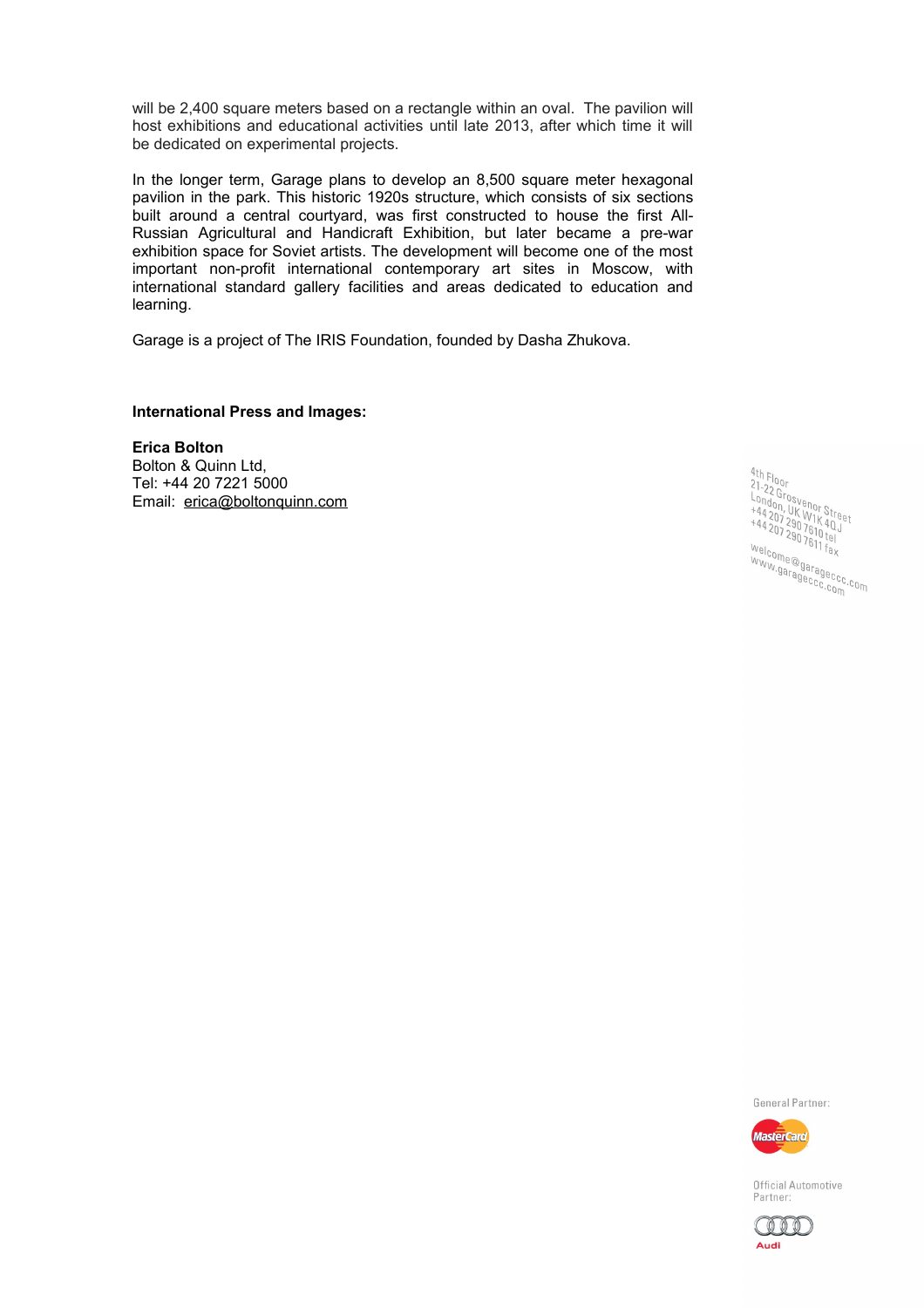will be 2,400 square meters based on a rectangle within an oval. The pavilion will host exhibitions and educational activities until late 2013, after which time it will be dedicated on experimental projects.

In the longer term, Garage plans to develop an 8,500 square meter hexagonal pavilion in the park. This historic 1920s structure, which consists of six sections built around a central courtyard, was first constructed to house the first All-Russian Agricultural and Handicraft Exhibition, but later became a pre-war exhibition space for Soviet artists. The development will become one of the most important non-profit international contemporary art sites in Moscow, with international standard gallery facilities and areas dedicated to education and learning.

Garage is a project of The IRIS Foundation, founded by Dasha Zhukova.

**International Press and Images:**

**Erica Bolton**
Bolton & Quinn Ltd,
Tel: +44 20 7221 5000
Email: erica@boltonquinn.com

4th Floor
21-22 Grosvenor Street
London, UK W1K 4QJ
+44 207 290 7610 tel
+44 207 290 7611 fax
welcome@garageccc.com
www.garageccc.com

General Partner:

Official Automotive Partner: